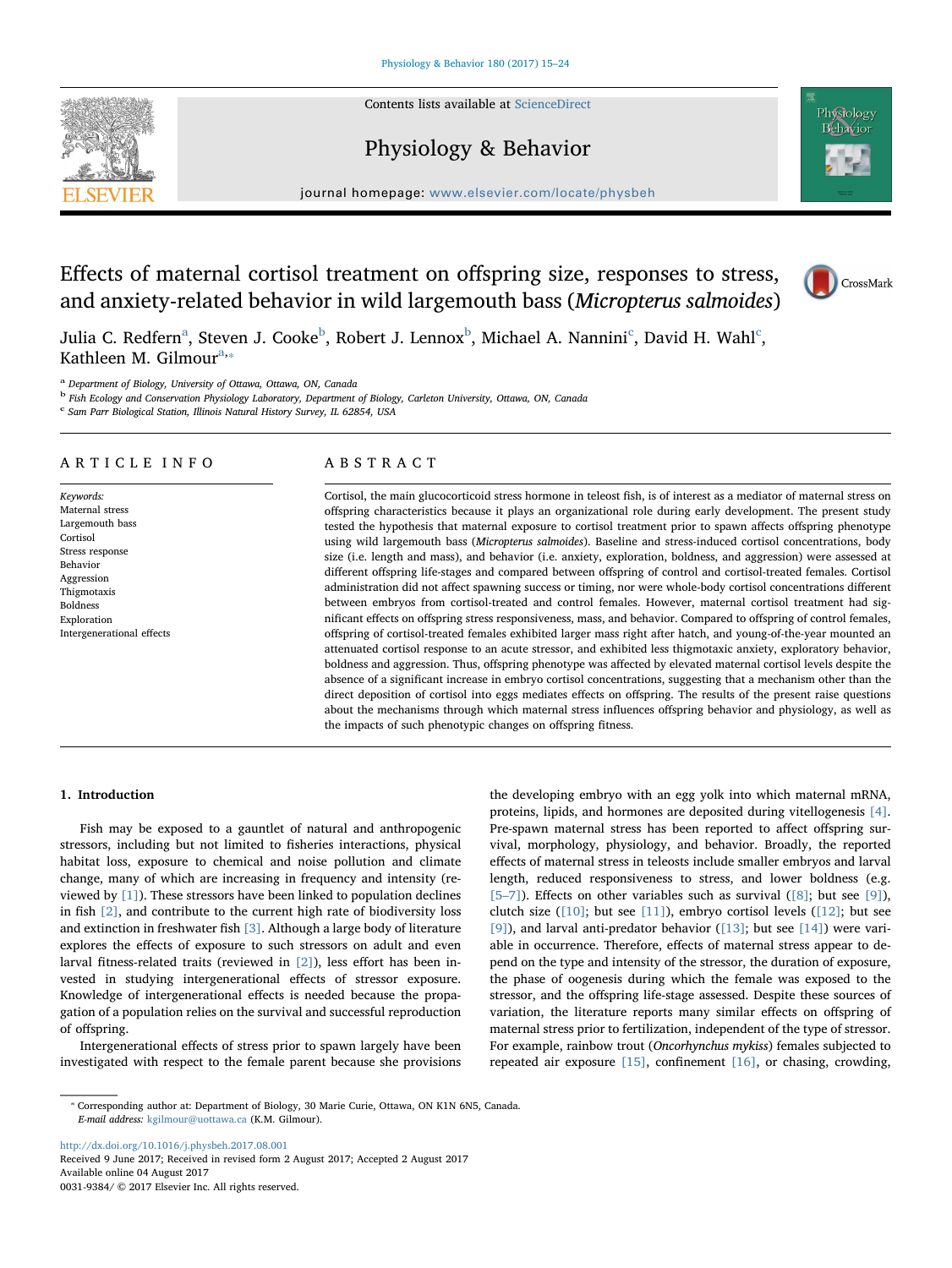# Effects of maternal cortisol treatment on offspring size, responses to stress, and anxiety-related behavior in wild largemouth bass (*Micropterus salmoides*)

Julia C. Redfern[a], Steven J. Cooke[b], Robert J. Lennox[b], Michael A. Nannini[c], David H. Wahl[c], Kathleen M. Gilmour[a,*]

[a] Department of Biology, University of Ottawa, Ottawa, ON, Canada
[b] Fish Ecology and Conservation Physiology Laboratory, Department of Biology, Carleton University, Ottawa, ON, Canada
[c] Sam Parr Biological Station, Illinois Natural History Survey, IL 62854, USA

## ARTICLE INFO

*Keywords:*
Maternal stress
Largemouth bass
Cortisol
Stress response
Behavior
Aggression
Thigmotaxis
Boldness
Exploration
Intergenerational effects

## ABSTRACT

Cortisol, the main glucocorticoid stress hormone in teleost fish, is of interest as a mediator of maternal stress on offspring characteristics because it plays an organizational role during early development. The present study tested the hypothesis that maternal exposure to cortisol treatment prior to spawn affects offspring phenotype using wild largemouth bass (*Micropterus salmoides*). Baseline and stress-induced cortisol concentrations, body size (i.e. length and mass), and behavior (i.e. anxiety, exploration, boldness, and aggression) were assessed at different offspring life-stages and compared between offspring of control and cortisol-treated females. Cortisol administration did not affect spawning success or timing, nor were whole-body cortisol concentrations different between embryos from cortisol-treated and control females. However, maternal cortisol treatment had significant effects on offspring stress responsiveness, mass, and behavior. Compared to offspring of control females, offspring of cortisol-treated females exhibited larger mass right after hatch, and young-of-the-year mounted an attenuated cortisol response to an acute stressor, and exhibited less thigmotaxic anxiety, exploratory behavior, boldness and aggression. Thus, offspring phenotype was affected by elevated maternal cortisol levels despite the absence of a significant increase in embryo cortisol concentrations, suggesting that a mechanism other than the direct deposition of cortisol into eggs mediates effects on offspring. The results of the present raise questions about the mechanisms through which maternal stress influences offspring behavior and physiology, as well as the impacts of such phenotypic changes on offspring fitness.

## 1. Introduction

Fish may be exposed to a gauntlet of natural and anthropogenic stressors, including but not limited to fisheries interactions, physical habitat loss, exposure to chemical and noise pollution and climate change, many of which are increasing in frequency and intensity (reviewed by [1]). These stressors have been linked to population declines in fish [2], and contribute to the current high rate of biodiversity loss and extinction in freshwater fish [3]. Although a large body of literature explores the effects of exposure to such stressors on adult and even larval fitness-related traits (reviewed in [2]), less effort has been invested in studying intergenerational effects of stressor exposure. Knowledge of intergenerational effects is needed because the propagation of a population relies on the survival and successful reproduction of offspring.

Intergenerational effects of stress prior to spawn largely have been investigated with respect to the female parent because she provisions the developing embryo with an egg yolk into which maternal mRNA, proteins, lipids, and hormones are deposited during vitellogenesis [4]. Pre-spawn maternal stress has been reported to affect offspring survival, morphology, physiology, and behavior. Broadly, the reported effects of maternal stress in teleosts include smaller embryos and larval length, reduced responsiveness to stress, and lower boldness (e.g. [5–7]). Effects on other variables such as survival ([8]; but see [9]), clutch size ([10]; but see [11]), embryo cortisol levels ([12]; but see [9]), and larval anti-predator behavior ([13]; but see [14]) were variable in occurrence. Therefore, effects of maternal stress appear to depend on the type and intensity of the stressor, the duration of exposure, the phase of oogenesis during which the female was exposed to the stressor, and the offspring life-stage assessed. Despite these sources of variation, the literature reports many similar effects on offspring of maternal stress prior to fertilization, independent of the type of stressor. For example, rainbow trout (*Oncorhynchus mykiss*) females subjected to repeated air exposure [15], confinement [16], or chasing, crowding,

* Corresponding author at: Department of Biology, 30 Marie Curie, Ottawa, ON K1N 6N5, Canada.
*E-mail address:* kgilmour@uottawa.ca (K.M. Gilmour).

http://dx.doi.org/10.1016/j.physbeh.2017.08.001
Received 9 June 2017; Received in revised form 2 August 2017; Accepted 2 August 2017
Available online 04 August 2017
0031-9384/ © 2017 Elsevier Inc. All rights reserved.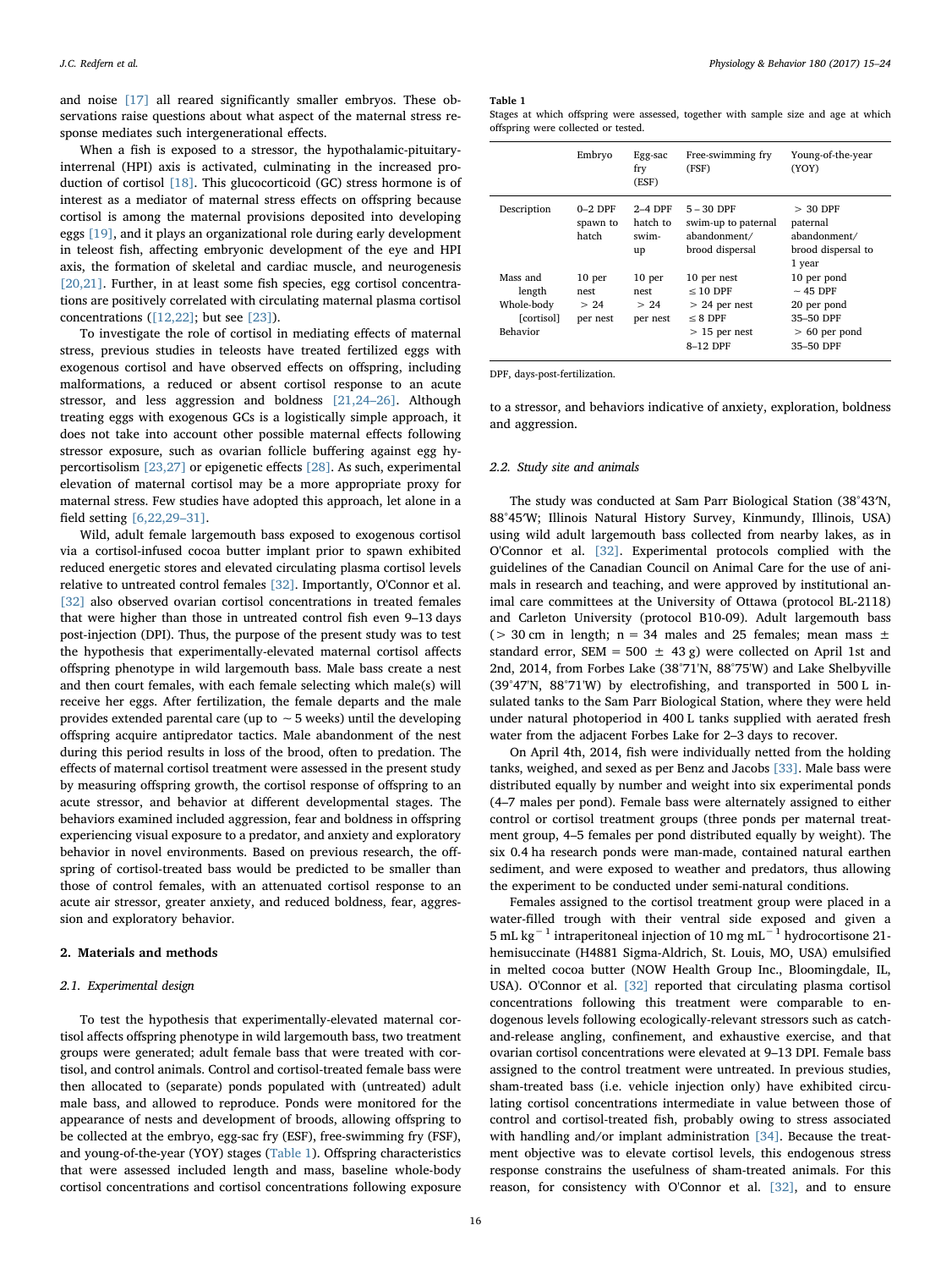and noise [17] all reared significantly smaller embryos. These observations raise questions about what aspect of the maternal stress response mediates such intergenerational effects.

When a fish is exposed to a stressor, the hypothalamic-pituitary-interrenal (HPI) axis is activated, culminating in the increased production of cortisol [18]. This glucocorticoid (GC) stress hormone is of interest as a mediator of maternal stress effects on offspring because cortisol is among the maternal provisions deposited into developing eggs [19], and it plays an organizational role during early development in teleost fish, affecting embryonic development of the eye and HPI axis, the formation of skeletal and cardiac muscle, and neurogenesis [20,21]. Further, in at least some fish species, egg cortisol concentrations are positively correlated with circulating maternal plasma cortisol concentrations ([12,22]; but see [23]).

To investigate the role of cortisol in mediating effects of maternal stress, previous studies in teleosts have treated fertilized eggs with exogenous cortisol and have observed effects on offspring, including malformations, a reduced or absent cortisol response to an acute stressor, and less aggression and boldness [21,24–26]. Although treating eggs with exogenous GCs is a logistically simple approach, it does not take into account other possible maternal effects following stressor exposure, such as ovarian follicle buffering against egg hypercortisolism [23,27] or epigenetic effects [28]. As such, experimental elevation of maternal cortisol may be a more appropriate proxy for maternal stress. Few studies have adopted this approach, let alone in a field setting [6,22,29–31].

Wild, adult female largemouth bass exposed to exogenous cortisol via a cortisol-infused cocoa butter implant prior to spawn exhibited reduced energetic stores and elevated circulating plasma cortisol levels relative to untreated control females [32]. Importantly, O'Connor et al. [32] also observed ovarian cortisol concentrations in treated females that were higher than those in untreated control fish even 9–13 days post-injection (DPI). Thus, the purpose of the present study was to test the hypothesis that experimentally-elevated maternal cortisol affects offspring phenotype in wild largemouth bass. Male bass create a nest and then court females, with each female selecting which male(s) will receive her eggs. After fertilization, the female departs and the male provides extended parental care (up to ~ 5 weeks) until the developing offspring acquire antipredator tactics. Male abandonment of the nest during this period results in loss of the brood, often to predation. The effects of maternal cortisol treatment were assessed in the present study by measuring offspring growth, the cortisol response of offspring to an acute stressor, and behavior at different developmental stages. The behaviors examined included aggression, fear and boldness in offspring experiencing visual exposure to a predator, and anxiety and exploratory behavior in novel environments. Based on previous research, the offspring of cortisol-treated bass would be predicted to be smaller than those of control females, with an attenuated cortisol response to an acute air stressor, greater anxiety, and reduced boldness, fear, aggression and exploratory behavior.

## 2. Materials and methods

### 2.1. Experimental design

To test the hypothesis that experimentally-elevated maternal cortisol affects offspring phenotype in wild largemouth bass, two treatment groups were generated; adult female bass that were treated with cortisol, and control animals. Control and cortisol-treated female bass were then allocated to (separate) ponds populated with (untreated) adult male bass, and allowed to reproduce. Ponds were monitored for the appearance of nests and development of broods, allowing offspring to be collected at the embryo, egg-sac fry (ESF), free-swimming fry (FSF), and young-of-the-year (YOY) stages (Table 1). Offspring characteristics that were assessed included length and mass, baseline whole-body cortisol concentrations and cortisol concentrations following exposure to a stressor, and behaviors indicative of anxiety, exploration, boldness and aggression.

**Table 1**
Stages at which offspring were assessed, together with sample size and age at which offspring were collected or tested.

| | Embryo | Egg-sac fry (ESF) | Free-swimming fry (FSF) | Young-of-the-year (YOY) |
|---|---|---|---|---|
| Description | 0–2 DPF spawn to hatch | 2–4 DPF hatch to swim-up | 5 – 30 DPF swim-up to paternal abandonment/ brood dispersal | > 30 DPF paternal abandonment/ brood dispersal to 1 year |
| Mass and length | 10 per nest | 10 per nest | 10 per nest ≤ 10 DPF | 10 per pond ~ 45 DPF |
| Whole-body [cortisol] | > 24 per nest | > 24 per nest | > 24 per nest ≤ 8 DPF | 20 per pond 35–50 DPF |
| Behavior | | | > 15 per nest 8–12 DPF | > 60 per pond 35–50 DPF |

DPF, days-post-fertilization.

### 2.2. Study site and animals

The study was conducted at Sam Parr Biological Station (38°43′N, 88°45′W; Illinois Natural History Survey, Kinmundy, Illinois, USA) using wild adult largemouth bass collected from nearby lakes, as in O'Connor et al. [32]. Experimental protocols complied with the guidelines of the Canadian Council on Animal Care for the use of animals in research and teaching, and were approved by institutional animal care committees at the University of Ottawa (protocol BL-2118) and Carleton University (protocol B10-09). Adult largemouth bass (> 30 cm in length; n = 34 males and 25 females; mean mass ± standard error, SEM = 500 ± 43 g) were collected on April 1st and 2nd, 2014, from Forbes Lake (38°71′N, 88°75′W) and Lake Shelbyville (39°47′N, 88°71′W) by electrofishing, and transported in 500 L insulated tanks to the Sam Parr Biological Station, where they were held under natural photoperiod in 400 L tanks supplied with aerated fresh water from the adjacent Forbes Lake for 2–3 days to recover.

On April 4th, 2014, fish were individually netted from the holding tanks, weighed, and sexed as per Benz and Jacobs [33]. Male bass were distributed equally by number and weight into six experimental ponds (4–7 males per pond). Female bass were alternately assigned to either control or cortisol treatment groups (three ponds per maternal treatment group, 4–5 females per pond distributed equally by weight). The six 0.4 ha research ponds were man-made, contained natural earthen sediment, and were exposed to weather and predators, thus allowing the experiment to be conducted under semi-natural conditions.

Females assigned to the cortisol treatment group were placed in a water-filled trough with their ventral side exposed and given a 5 mL kg$^{-1}$ intraperitoneal injection of 10 mg mL$^{-1}$ hydrocortisone 21-hemisuccinate (H4881 Sigma-Aldrich, St. Louis, MO, USA) emulsified in melted cocoa butter (NOW Health Group Inc., Bloomingdale, IL, USA). O'Connor et al. [32] reported that circulating plasma cortisol concentrations following this treatment were comparable to endogenous levels following ecologically-relevant stressors such as catch-and-release angling, confinement, and exhaustive exercise, and that ovarian cortisol concentrations were elevated at 9–13 DPI. Female bass assigned to the control treatment were untreated. In previous studies, sham-treated bass (i.e. vehicle injection only) have exhibited circulating cortisol concentrations intermediate in value between those of control and cortisol-treated fish, probably owing to stress associated with handling and/or implant administration [34]. Because the treatment objective was to elevate cortisol levels, this endogenous stress response constrains the usefulness of sham-treated animals. For this reason, for consistency with O'Connor et al. [32], and to ensure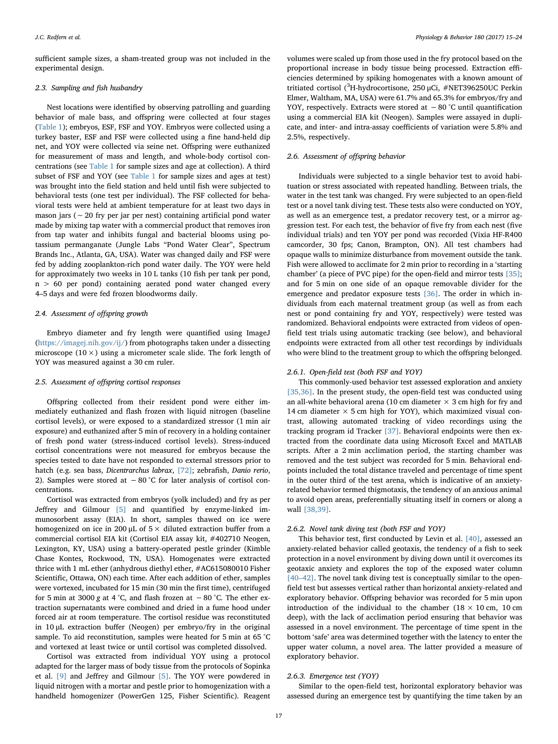sufficient sample sizes, a sham-treated group was not included in the experimental design.

### 2.3. Sampling and fish husbandry

Nest locations were identified by observing patrolling and guarding behavior of male bass, and offspring were collected at four stages (Table 1); embryos, ESF, FSF and YOY. Embryos were collected using a turkey baster, ESF and FSF were collected using a fine hand-held dip net, and YOY were collected via seine net. Offspring were euthanized for measurement of mass and length, and whole-body cortisol concentrations (see Table 1 for sample sizes and age at collection). A third subset of FSF and YOY (see Table 1 for sample sizes and ages at test) was brought into the field station and held until fish were subjected to behavioral tests (one test per individual). The FSF collected for behavioral tests were held at ambient temperature for at least two days in mason jars (~ 20 fry per jar per nest) containing artificial pond water made by mixing tap water with a commercial product that removes iron from tap water and inhibits fungal and bacterial blooms using potassium permanganate (Jungle Labs "Pond Water Clear", Spectrum Brands Inc., Atlanta, GA, USA). Water was changed daily and FSF were fed by adding zooplankton-rich pond water daily. The YOY were held for approximately two weeks in 10 L tanks (10 fish per tank per pond, n > 60 per pond) containing aerated pond water changed every 4–5 days and were fed frozen bloodworms daily.

### 2.4. Assessment of offspring growth

Embryo diameter and fry length were quantified using ImageJ (https://imagej.nih.gov/ij/) from photographs taken under a dissecting microscope (10 ×) using a micrometer scale slide. The fork length of YOY was measured against a 30 cm ruler.

### 2.5. Assessment of offspring cortisol responses

Offspring collected from their resident pond were either immediately euthanized and flash frozen with liquid nitrogen (baseline cortisol levels), or were exposed to a standardized stressor (1 min air exposure) and euthanized after 5 min of recovery in a holding container of fresh pond water (stress-induced cortisol levels). Stress-induced cortisol concentrations were not measured for embryos because the species tested to date have not responded to external stressors prior to hatch (e.g. sea bass, *Dicentrarchus labrax*, [72]; zebrafish, *Danio rerio*, 2). Samples were stored at − 80 °C for later analysis of cortisol concentrations.

Cortisol was extracted from embryos (yolk included) and fry as per Jeffrey and Gilmour [5] and quantified by enzyme-linked immunosorbent assay (EIA). In short, samples thawed on ice were homogenized on ice in 200 μL of 5 × diluted extraction buffer from a commercial cortisol EIA kit (Cortisol EIA assay kit, #402710 Neogen, Lexington, KY, USA) using a battery-operated pestle grinder (Kimble Chase Kontes, Rockwood, TN, USA). Homogenates were extracted thrice with 1 mL ether (anhydrous diethyl ether, #AC615080010 Fisher Scientific, Ottawa, ON) each time. After each addition of ether, samples were vortexed, incubated for 15 min (30 min the first time), centrifuged for 5 min at 3000 *g* at 4 °C, and flash frozen at − 80 °C. The ether extraction supernatants were combined and dried in a fume hood under forced air at room temperature. The cortisol residue was reconstituted in 10 μL extraction buffer (Neogen) per embryo/fry in the original sample. To aid reconstitution, samples were heated for 5 min at 65 °C and vortexed at least twice or until cortisol was completed dissolved.

Cortisol was extracted from individual YOY using a protocol adapted for the larger mass of body tissue from the protocols of Sopinka et al. [9] and Jeffrey and Gilmour [5]. The YOY were powdered in liquid nitrogen with a mortar and pestle prior to homogenization with a handheld homogenizer (PowerGen 125, Fisher Scientific). Reagent volumes were scaled up from those used in the fry protocol based on the proportional increase in body tissue being processed. Extraction efficiencies determined by spiking homogenates with a known amount of tritiated cortisol ($^3$H-hydrocortisone, 250 μCi, #NET396250UC Perkin Elmer, Waltham, MA, USA) were 61.7% and 65.3% for embryos/fry and YOY, respectively. Extracts were stored at − 80 °C until quantification using a commercial EIA kit (Neogen). Samples were assayed in duplicate, and inter- and intra-assay coefficients of variation were 5.8% and 2.5%, respectively.

### 2.6. Assessment of offspring behavior

Individuals were subjected to a single behavior test to avoid habituation or stress associated with repeated handling. Between trials, the water in the test tank was changed. Fry were subjected to an open-field test or a novel tank diving test. These tests also were conducted on YOY, as well as an emergence test, a predator recovery test, or a mirror aggression test. For each test, the behavior of five fry from each nest (five individual trials) and ten YOY per pond was recorded (Vixia HF-R400 camcorder, 30 fps; Canon, Brampton, ON). All test chambers had opaque walls to minimize disturbance from movement outside the tank. Fish were allowed to acclimate for 2 min prior to recording in a 'starting chamber' (a piece of PVC pipe) for the open-field and mirror tests [35]; and for 5 min on one side of an opaque removable divider for the emergence and predator exposure tests [36]. The order in which individuals from each maternal treatment group (as well as from each nest or pond containing fry and YOY, respectively) were tested was randomized. Behavioral endpoints were extracted from videos of open-field test trials using automatic tracking (see below), and behavioral endpoints were extracted from all other test recordings by individuals who were blind to the treatment group to which the offspring belonged.

#### 2.6.1. Open-field test (both FSF and YOY)

This commonly-used behavior test assessed exploration and anxiety [35,36]. In the present study, the open-field test was conducted using an all-white behavioral arena (10 cm diameter × 3 cm high for fry and 14 cm diameter × 5 cm high for YOY), which maximized visual contrast, allowing automated tracking of video recordings using the tracking program id Tracker [37]. Behavioral endpoints were then extracted from the coordinate data using Microsoft Excel and MATLAB scripts. After a 2 min acclimation period, the starting chamber was removed and the test subject was recorded for 5 min. Behavioral endpoints included the total distance traveled and percentage of time spent in the outer third of the test arena, which is indicative of an anxiety-related behavior termed thigmotaxis, the tendency of an anxious animal to avoid open areas, preferentially situating itself in corners or along a wall [38,39].

#### 2.6.2. Novel tank diving test (both FSF and YOY)

This behavior test, first conducted by Levin et al. [40], assessed an anxiety-related behavior called geotaxis, the tendency of a fish to seek protection in a novel environment by diving down until it overcomes its geotaxic anxiety and explores the top of the exposed water column [40–42]. The novel tank diving test is conceptually similar to the open-field test but assesses vertical rather than horizontal anxiety-related and exploratory behavior. Offspring behavior was recorded for 5 min upon introduction of the individual to the chamber (18 × 10 cm, 10 cm deep), with the lack of acclimation period ensuring that behavior was assessed in a novel environment. The percentage of time spent in the bottom 'safe' area was determined together with the latency to enter the upper water column, a novel area. The latter provided a measure of exploratory behavior.

#### 2.6.3. Emergence test (YOY)

Similar to the open-field test, horizontal exploratory behavior was assessed during an emergence test by quantifying the time taken by an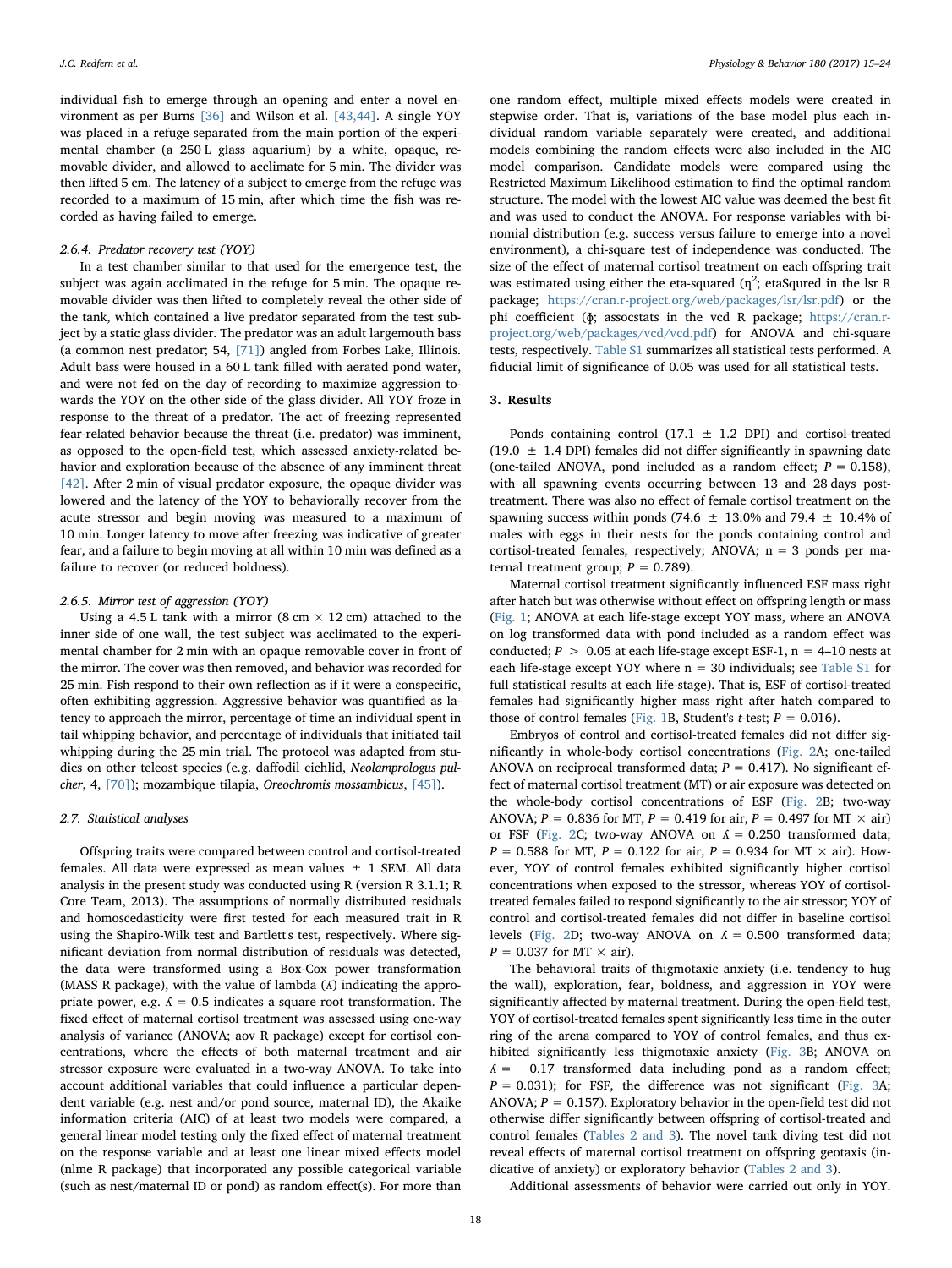individual fish to emerge through an opening and enter a novel environment as per Burns [36] and Wilson et al. [43,44]. A single YOY was placed in a refuge separated from the main portion of the experimental chamber (a 250 L glass aquarium) by a white, opaque, removable divider, and allowed to acclimate for 5 min. The divider was then lifted 5 cm. The latency of a subject to emerge from the refuge was recorded to a maximum of 15 min, after which time the fish was recorded as having failed to emerge.

#### 2.6.4. Predator recovery test (YOY)

In a test chamber similar to that used for the emergence test, the subject was again acclimated in the refuge for 5 min. The opaque removable divider was then lifted to completely reveal the other side of the tank, which contained a live predator separated from the test subject by a static glass divider. The predator was an adult largemouth bass (a common nest predator; 54, [71]) angled from Forbes Lake, Illinois. Adult bass were housed in a 60 L tank filled with aerated pond water, and were not fed on the day of recording to maximize aggression towards the YOY on the other side of the glass divider. All YOY froze in response to the threat of a predator. The act of freezing represented fear-related behavior because the threat (i.e. predator) was imminent, as opposed to the open-field test, which assessed anxiety-related behavior and exploration because of the absence of any imminent threat [42]. After 2 min of visual predator exposure, the opaque divider was lowered and the latency of the YOY to behaviorally recover from the acute stressor and begin moving was measured to a maximum of 10 min. Longer latency to move after freezing was indicative of greater fear, and a failure to begin moving at all within 10 min was defined as a failure to recover (or reduced boldness).

#### 2.6.5. Mirror test of aggression (YOY)

Using a 4.5 L tank with a mirror (8 cm × 12 cm) attached to the inner side of one wall, the test subject was acclimated to the experimental chamber for 2 min with an opaque removable cover in front of the mirror. The cover was then removed, and behavior was recorded for 25 min. Fish respond to their own reflection as if it were a conspecific, often exhibiting aggression. Aggressive behavior was quantified as latency to approach the mirror, percentage of time an individual spent in tail whipping behavior, and percentage of individuals that initiated tail whipping during the 25 min trial. The protocol was adapted from studies on other teleost species (e.g. daffodil cichlid, *Neolamprologus pulcher*, 4, [70]); mozambique tilapia, *Oreochromis mossambicus*, [45]).

### 2.7. Statistical analyses

Offspring traits were compared between control and cortisol-treated females. All data were expressed as mean values ± 1 SEM. All data analysis in the present study was conducted using R (version R 3.1.1; R Core Team, 2013). The assumptions of normally distributed residuals and homoscedasticity were first tested for each measured trait in R using the Shapiro-Wilk test and Bartlett's test, respectively. Where significant deviation from normal distribution of residuals was detected, the data were transformed using a Box-Cox power transformation (MASS R package), with the value of lambda ($\lambda$) indicating the appropriate power, e.g. $\lambda = 0.5$ indicates a square root transformation. The fixed effect of maternal cortisol treatment was assessed using one-way analysis of variance (ANOVA; aov R package) except for cortisol concentrations, where the effects of both maternal treatment and air stressor exposure were evaluated in a two-way ANOVA. To take into account additional variables that could influence a particular dependent variable (e.g. nest and/or pond source, maternal ID), the Akaike information criteria (AIC) of at least two models were compared, a general linear model testing only the fixed effect of maternal treatment on the response variable and at least one linear mixed effects model (nlme R package) that incorporated any possible categorical variable (such as nest/maternal ID or pond) as random effect(s). For more than one random effect, multiple mixed effects models were created in stepwise order. That is, variations of the base model plus each individual random variable separately were created, and additional models combining the random effects were also included in the AIC model comparison. Candidate models were compared using the Restricted Maximum Likelihood estimation to find the optimal random structure. The model with the lowest AIC value was deemed the best fit and was used to conduct the ANOVA. For response variables with binomial distribution (e.g. success versus failure to emerge into a novel environment), a chi-square test of independence was conducted. The size of the effect of maternal cortisol treatment on each offspring trait was estimated using either the eta-squared ($\eta^2$; etaSqured in the lsr R package; https://cran.r-project.org/web/packages/lsr/lsr.pdf) or the phi coefficient ($\phi$; assocstats in the vcd R package; https://cran.r-project.org/web/packages/vcd/vcd.pdf) for ANOVA and chi-square tests, respectively. Table S1 summarizes all statistical tests performed. A fiducial limit of significance of 0.05 was used for all statistical tests.

## 3. Results

Ponds containing control (17.1 ± 1.2 DPI) and cortisol-treated (19.0 ± 1.4 DPI) females did not differ significantly in spawning date (one-tailed ANOVA, pond included as a random effect; $P = 0.158$), with all spawning events occurring between 13 and 28 days post-treatment. There was also no effect of female cortisol treatment on the spawning success within ponds (74.6 ± 13.0% and 79.4 ± 10.4% of males with eggs in their nests for the ponds containing control and cortisol-treated females, respectively; ANOVA; n = 3 ponds per maternal treatment group; $P = 0.789$).

Maternal cortisol treatment significantly influenced ESF mass right after hatch but was otherwise without effect on offspring length or mass (Fig. 1; ANOVA at each life-stage except YOY mass, where an ANOVA on log transformed data with pond included as a random effect was conducted; $P > 0.05$ at each life-stage except ESF-1, n = 4–10 nests at each life-stage except YOY where n = 30 individuals; see Table S1 for full statistical results at each life-stage). That is, ESF of cortisol-treated females had significantly higher mass right after hatch compared to those of control females (Fig. 1B, Student's *t*-test; $P = 0.016$).

Embryos of control and cortisol-treated females did not differ significantly in whole-body cortisol concentrations (Fig. 2A; one-tailed ANOVA on reciprocal transformed data; $P = 0.417$). No significant effect of maternal cortisol treatment (MT) or air exposure was detected on the whole-body cortisol concentrations of ESF (Fig. 2B; two-way ANOVA; $P = 0.836$ for MT, $P = 0.419$ for air, $P = 0.497$ for MT × air) or FSF (Fig. 2C; two-way ANOVA on $\lambda = 0.250$ transformed data; $P = 0.588$ for MT, $P = 0.122$ for air, $P = 0.934$ for MT × air). However, YOY of control females exhibited significantly higher cortisol concentrations when exposed to the stressor, whereas YOY of cortisol-treated females failed to respond significantly to the air stressor; YOY of control and cortisol-treated females did not differ in baseline cortisol levels (Fig. 2D; two-way ANOVA on $\lambda = 0.500$ transformed data; $P = 0.037$ for MT × air).

The behavioral traits of thigmotaxic anxiety (i.e. tendency to hug the wall), exploration, fear, boldness, and aggression in YOY were significantly affected by maternal treatment. During the open-field test, YOY of cortisol-treated females spent significantly less time in the outer ring of the arena compared to YOY of control females, and thus exhibited significantly less thigmotaxic anxiety (Fig. 3B; ANOVA on $\lambda = -0.17$ transformed data including pond as a random effect; $P = 0.031$); for FSF, the difference was not significant (Fig. 3A; ANOVA; $P = 0.157$). Exploratory behavior in the open-field test did not otherwise differ significantly between offspring of cortisol-treated and control females (Tables 2 and 3). The novel tank diving test did not reveal effects of maternal cortisol treatment on offspring geotaxis (indicative of anxiety) or exploratory behavior (Tables 2 and 3).

Additional assessments of behavior were carried out only in YOY.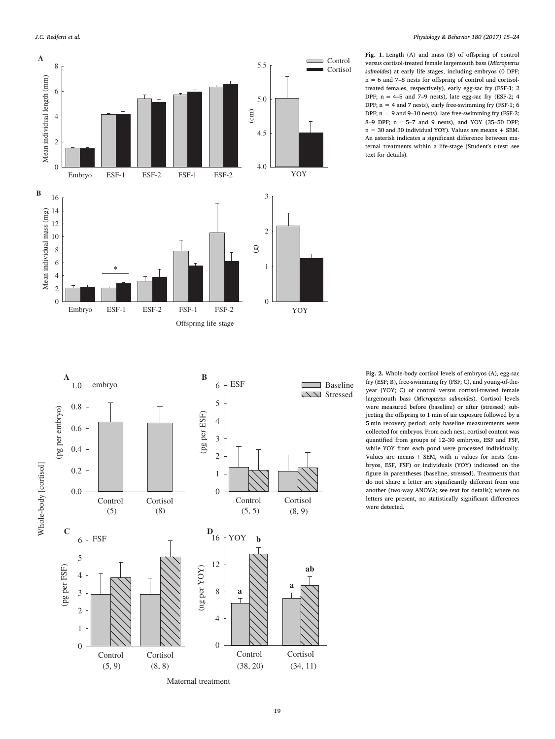**Fig. 1.** Length (A) and mass (B) of offspring of control versus cortisol-treated female largemouth bass (*Micropterus salmoides*) at early life stages, including embryos (0 DPF; n = 6 and 7–8 nests for offspring of control and cortisol-treated females, respectively), early egg-sac fry (ESF-1; 2 DPF; n = 4–5 and 7–9 nests), late egg-sac fry (ESF-2; 4 DPF; n = 4 and 7 nests), early free-swimming fry (FSF-1; 6 DPF; n = 9 and 9–10 nests), late free-swimming fry (FSF-2; 8–9 DPF; n = 5–7 and 9 nests), and YOY (35–50 DPF; n = 30 and 30 individual YOY). Values are means + SEM. An asterisk indicates a significant difference between maternal treatments within a life-stage (Student's *t*-test; see text for details).

**Fig. 2.** Whole-body cortisol levels of embryos (A), egg-sac fry (ESF; B), free-swimming fry (FSF; C), and young-of-the-year (YOY; C) of control versus cortisol-treated female largemouth bass (*Micropterus salmoides*). Cortisol levels were measured before (baseline) or after (stressed) subjecting the offspring to 1 min of air exposure followed by a 5 min recovery period; only baseline measurements were collected for embryos. From each nest, cortisol content was quantified from groups of 12–30 embryos, ESF and FSF, while YOY from each pond were processed individually. Values are means + SEM, with n values for nests (embryos, ESF, FSF) or individuals (YOY) indicated on the figure in parentheses (baseline, stressed). Treatments that do not share a letter are significantly different from one another (two-way ANOVA; see text for details); where no letters are present, no statistically significant differences were detected.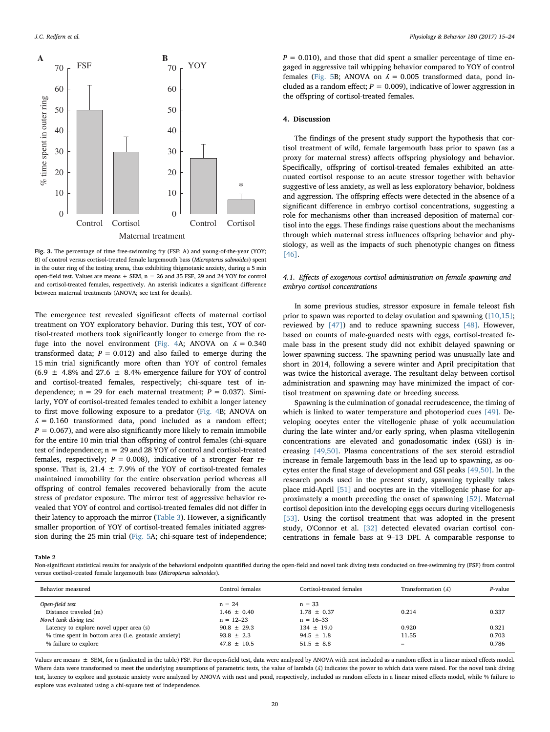A B

Fig. 3. The percentage of time free-swimming fry (FSF; A) and young-of-the-year (YOY; B) of control versus cortisol-treated female largemouth bass (*Micropterus salmoides*) spent in the outer ring of the testing arena, thus exhibiting thigmotaxic anxiety, during a 5 min open-field test. Values are means + SEM, n = 26 and 35 FSF, 29 and 24 YOY for control and cortisol-treated females, respectively. An asterisk indicates a significant difference between maternal treatments (ANOVA; see text for details).

The emergence test revealed significant effects of maternal cortisol treatment on YOY exploratory behavior. During this test, YOY of cortisol-treated mothers took significantly longer to emerge from the refuge into the novel environment (Fig. 4A; ANOVA on $\lambda = 0.340$ transformed data; $P = 0.012$) and also failed to emerge during the 15 min trial significantly more often than YOY of control females (6.9 ± 4.8% and 27.6 ± 8.4% emergence failure for YOY of control and cortisol-treated females, respectively; chi-square test of independence; n = 29 for each maternal treatment; $P = 0.037$). Similarly, YOY of cortisol-treated females tended to exhibit a longer latency to first move following exposure to a predator (Fig. 4B; ANOVA on $\lambda = 0.160$ transformed data, pond included as a random effect; $P = 0.067$), and were also significantly more likely to remain immobile for the entire 10 min trial than offspring of control females (chi-square test of independence; n = 29 and 28 YOY of control and cortisol-treated females, respectively; $P = 0.008$), indicative of a stronger fear response. That is, 21.4 ± 7.9% of the YOY of cortisol-treated females maintained immobility for the entire observation period whereas all offspring of control females recovered behaviorally from the acute stress of predator exposure. The mirror test of aggressive behavior revealed that YOY of control and cortisol-treated females did not differ in their latency to approach the mirror (Table 3). However, a significantly smaller proportion of YOY of cortisol-treated females initiated aggression during the 25 min trial (Fig. 5A; chi-square test of independence; $P = 0.010$), and those that did spent a smaller percentage of time engaged in aggressive tail whipping behavior compared to YOY of control females (Fig. 5B; ANOVA on $\lambda = 0.005$ transformed data, pond included as a random effect; $P = 0.009$), indicative of lower aggression in the offspring of cortisol-treated females.

## 4. Discussion

The findings of the present study support the hypothesis that cortisol treatment of wild, female largemouth bass prior to spawn (as a proxy for maternal stress) affects offspring physiology and behavior. Specifically, offspring of cortisol-treated females exhibited an attenuated cortisol response to an acute stressor together with behavior suggestive of less anxiety, as well as less exploratory behavior, boldness and aggression. The offspring effects were detected in the absence of a significant difference in embryo cortisol concentrations, suggesting a role for mechanisms other than increased deposition of maternal cortisol into the eggs. These findings raise questions about the mechanisms through which maternal stress influences offspring behavior and physiology, as well as the impacts of such phenotypic changes on fitness [46].

### 4.1. Effects of exogenous cortisol administration on female spawning and embryo cortisol concentrations

In some previous studies, stressor exposure in female teleost fish prior to spawn was reported to delay ovulation and spawning ([10,15]; reviewed by [47]) and to reduce spawning success [48]. However, based on counts of male-guarded nests with eggs, cortisol-treated female bass in the present study did not exhibit delayed spawning or lower spawning success. The spawning period was unusually late and short in 2014, following a severe winter and April precipitation that was twice the historical average. The resultant delay between cortisol administration and spawning may have minimized the impact of cortisol treatment on spawning date or breeding success.

Spawning is the culmination of gonadal recrudescence, the timing of which is linked to water temperature and photoperiod cues [49]. Developing oocytes enter the vitellogenic phase of yolk accumulation during the late winter and/or early spring, when plasma vitellogenin concentrations are elevated and gonadosomatic index (GSI) is increasing [49,50]. Plasma concentrations of the sex steroid estradiol increase in female largemouth bass in the lead up to spawning, as oocytes enter the final stage of development and GSI peaks [49,50]. In the research ponds used in the present study, spawning typically takes place mid-April [51] and oocytes are in the vitellogenic phase for approximately a month preceding the onset of spawning [52]. Maternal cortisol deposition into the developing eggs occurs during vitellogenesis [53]. Using the cortisol treatment that was adopted in the present study, O'Connor et al. [32] detected elevated ovarian cortisol concentrations in female bass at 9–13 DPI. A comparable response to

Table 2
Non-significant statistical results for analysis of the behavioral endpoints quantified during the open-field and novel tank diving tests conducted on free-swimming fry (FSF) from control versus cortisol-treated female largemouth bass (*Micropterus salmoides*).

| Behavior measured | Control females | Cortisol-treated females | Transformation ($\lambda$) | *P*-value |
|---|---|---|---|---|
| *Open-field test* | n = 24 | n = 33 | | |
| Distance traveled (m) | 1.46 ± 0.40 | 1.78 ± 0.37 | 0.214 | 0.337 |
| *Novel tank diving test* | n = 12–23 | n = 16–33 | | |
| Latency to explore novel upper area (s) | 90.8 ± 29.3 | 134 ± 19.0 | 0.920 | 0.321 |
| % time spent in bottom area (i.e. geotaxic anxiety) | 93.8 ± 2.3 | 94.5 ± 1.8 | 11.55 | 0.703 |
| % failure to explore | 47.8 ± 10.5 | 51.5 ± 8.8 | – | 0.786 |

Values are means ± SEM, for n (indicated in the table) FSF. For the open-field test, data were analyzed by ANOVA with nest included as a random effect in a linear mixed effects model. Where data were transformed to meet the underlying assumptions of parametric tests, the value of lambda ($\lambda$) indicates the power to which data were raised. For the novel tank diving test, latency to explore and geotaxic anxiety were analyzed by ANOVA with nest and pond, respectively, included as random effects in a linear mixed effects model, while % failure to explore was evaluated using a chi-square test of independence.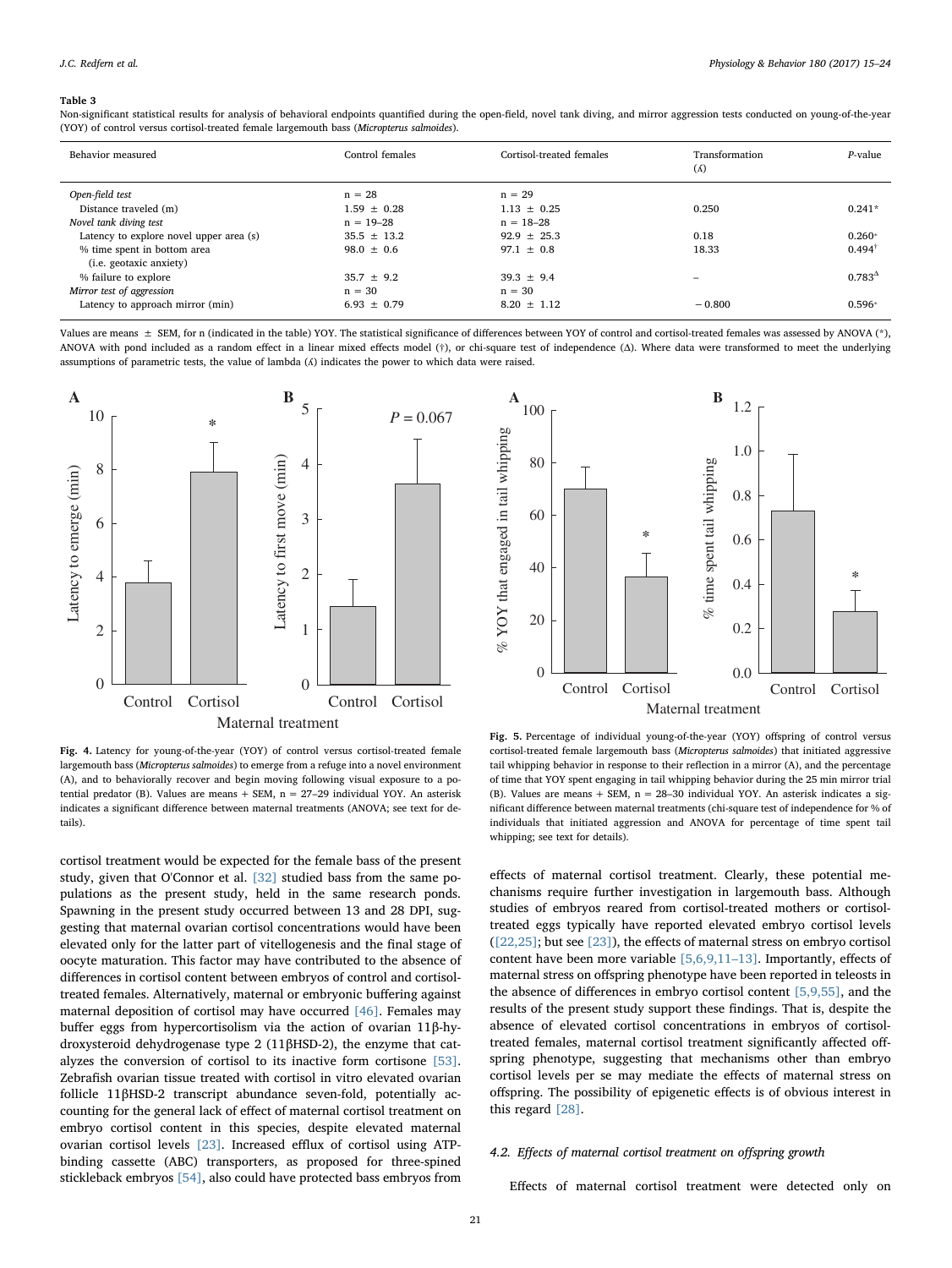**Table 3**

Non-significant statistical results for analysis of behavioral endpoints quantified during the open-field, novel tank diving, and mirror aggression tests conducted on young-of-the-year (YOY) of control versus cortisol-treated female largemouth bass (*Micropterus salmoides*).

| Behavior measured | Control females | Cortisol-treated females | Transformation ($\lambda$) | *P*-value |
|---|---|---|---|---|
| *Open-field test* | n = 28 | n = 29 | | |
| Distance traveled (m) | 1.59 ± 0.28 | 1.13 ± 0.25 | 0.250 | 0.241* |
| *Novel tank diving test* | n = 19–28 | n = 18–28 | | |
| Latency to explore novel upper area (s) | 35.5 ± 13.2 | 92.9 ± 25.3 | 0.18 | 0.260* |
| % time spent in bottom area (i.e. geotaxic anxiety) | 98.0 ± 0.6 | 97.1 ± 0.8 | 18.33 | 0.494† |
| % failure to explore | 35.7 ± 9.2 | 39.3 ± 9.4 | – | 0.783Δ |
| *Mirror test of aggression* | n = 30 | n = 30 | | |
| Latency to approach mirror (min) | 6.93 ± 0.79 | 8.20 ± 1.12 | −0.800 | 0.596* |

Values are means ± SEM, for n (indicated in the table) YOY. The statistical significance of differences between YOY of control and cortisol-treated females was assessed by ANOVA (*), ANOVA with pond included as a random effect in a linear mixed effects model (†), or chi-square test of independence (Δ). Where data were transformed to meet the underlying assumptions of parametric tests, the value of lambda ($\lambda$) indicates the power to which data were raised.

**Fig. 4.** Latency for young-of-the-year (YOY) of control versus cortisol-treated female largemouth bass (*Micropterus salmoides*) to emerge from a refuge into a novel environment (A), and to behaviorally recover and begin moving following visual exposure to a potential predator (B). Values are means + SEM, n = 27–29 individual YOY. An asterisk indicates a significant difference between maternal treatments (ANOVA; see text for details).

**Fig. 5.** Percentage of individual young-of-the-year (YOY) offspring of control versus cortisol-treated female largemouth bass (*Micropterus salmoides*) that initiated aggressive tail whipping behavior in response to their reflection in a mirror (A), and the percentage of time that YOY spent engaging in tail whipping behavior during the 25 min mirror trial (B). Values are means + SEM, n = 28–30 individual YOY. An asterisk indicates a significant difference between maternal treatments (chi-square test of independence for % of individuals that initiated aggression and ANOVA for percentage of time spent tail whipping; see text for details).

cortisol treatment would be expected for the female bass of the present study, given that O'Connor et al. [32] studied bass from the same populations as the present study, held in the same research ponds. Spawning in the present study occurred between 13 and 28 DPI, suggesting that maternal ovarian cortisol concentrations would have been elevated only for the latter part of vitellogenesis and the final stage of oocyte maturation. This factor may have contributed to the absence of differences in cortisol content between embryos of control and cortisol-treated females. Alternatively, maternal or embryonic buffering against maternal deposition of cortisol may have occurred [46]. Females may buffer eggs from hypercortisolism via the action of ovarian 11β-hydroxysteroid dehydrogenase type 2 (11βHSD-2), the enzyme that catalyzes the conversion of cortisol to its inactive form cortisone [53]. Zebrafish ovarian tissue treated with cortisol in vitro elevated ovarian follicle 11βHSD-2 transcript abundance seven-fold, potentially accounting for the general lack of effect of maternal cortisol treatment on embryo cortisol content in this species, despite elevated maternal ovarian cortisol levels [23]. Increased efflux of cortisol using ATP-binding cassette (ABC) transporters, as proposed for three-spined stickleback embryos [54], also could have protected bass embryos from effects of maternal cortisol treatment. Clearly, these potential mechanisms require further investigation in largemouth bass. Although studies of embryos reared from cortisol-treated mothers or cortisol-treated eggs typically have reported elevated embryo cortisol levels ([22,25]; but see [23]), the effects of maternal stress on embryo cortisol content have been more variable [5,6,9,11–13]. Importantly, effects of maternal stress on offspring phenotype have been reported in teleosts in the absence of differences in embryo cortisol content [5,9,55], and the results of the present study support these findings. That is, despite the absence of elevated cortisol concentrations in embryos of cortisol-treated females, maternal cortisol treatment significantly affected offspring phenotype, suggesting that mechanisms other than embryo cortisol levels per se may mediate the effects of maternal stress on offspring. The possibility of epigenetic effects is of obvious interest in this regard [28].

### 4.2. Effects of maternal cortisol treatment on offspring growth

Effects of maternal cortisol treatment were detected only on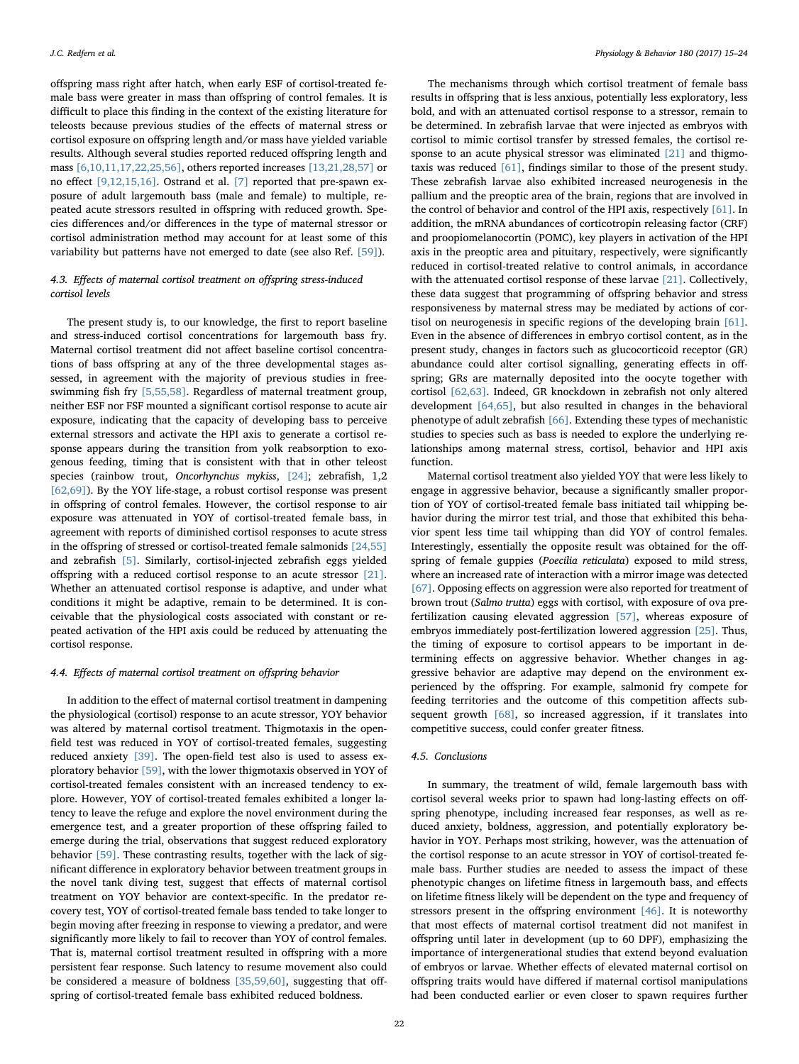offspring mass right after hatch, when early ESF of cortisol-treated female bass were greater in mass than offspring of control females. It is difficult to place this finding in the context of the existing literature for teleosts because previous studies of the effects of maternal stress or cortisol exposure on offspring length and/or mass have yielded variable results. Although several studies reported reduced offspring length and mass [6,10,11,17,22,25,56], others reported increases [13,21,28,57] or no effect [9,12,15,16]. Ostrand et al. [7] reported that pre-spawn exposure of adult largemouth bass (male and female) to multiple, repeated acute stressors resulted in offspring with reduced growth. Species differences and/or differences in the type of maternal stressor or cortisol administration method may account for at least some of this variability but patterns have not emerged to date (see also Ref. [59]).

### 4.3. Effects of maternal cortisol treatment on offspring stress-induced cortisol levels

The present study is, to our knowledge, the first to report baseline and stress-induced cortisol concentrations for largemouth bass fry. Maternal cortisol treatment did not affect baseline cortisol concentrations of bass offspring at any of the three developmental stages assessed, in agreement with the majority of previous studies in free-swimming fish fry [5,55,58]. Regardless of maternal treatment group, neither ESF nor FSF mounted a significant cortisol response to acute air exposure, indicating that the capacity of developing bass to perceive external stressors and activate the HPI axis to generate a cortisol response appears during the transition from yolk reabsorption to exogenous feeding, timing that is consistent with that in other teleost species (rainbow trout, *Oncorhynchus mykiss*, [24]; zebrafish, 1,2 [62,69]). By the YOY life-stage, a robust cortisol response was present in offspring of control females. However, the cortisol response to air exposure was attenuated in YOY of cortisol-treated female bass, in agreement with reports of diminished cortisol responses to acute stress in the offspring of stressed or cortisol-treated female salmonids [24,55] and zebrafish [5]. Similarly, cortisol-injected zebrafish eggs yielded offspring with a reduced cortisol response to an acute stressor [21]. Whether an attenuated cortisol response is adaptive, and under what conditions it might be adaptive, remain to be determined. It is conceivable that the physiological costs associated with constant or repeated activation of the HPI axis could be reduced by attenuating the cortisol response.

### 4.4. Effects of maternal cortisol treatment on offspring behavior

In addition to the effect of maternal cortisol treatment in dampening the physiological (cortisol) response to an acute stressor, YOY behavior was altered by maternal cortisol treatment. Thigmotaxis in the open-field test was reduced in YOY of cortisol-treated females, suggesting reduced anxiety [39]. The open-field test also is used to assess exploratory behavior [59], with the lower thigmotaxis observed in YOY of cortisol-treated females consistent with an increased tendency to explore. However, YOY of cortisol-treated females exhibited a longer latency to leave the refuge and explore the novel environment during the emergence test, and a greater proportion of these offspring failed to emerge during the trial, observations that suggest reduced exploratory behavior [59]. These contrasting results, together with the lack of significant difference in exploratory behavior between treatment groups in the novel tank diving test, suggest that effects of maternal cortisol treatment on YOY behavior are context-specific. In the predator recovery test, YOY of cortisol-treated female bass tended to take longer to begin moving after freezing in response to viewing a predator, and were significantly more likely to fail to recover than YOY of control females. That is, maternal cortisol treatment resulted in offspring with a more persistent fear response. Such latency to resume movement also could be considered a measure of boldness [35,59,60], suggesting that offspring of cortisol-treated female bass exhibited reduced boldness.

The mechanisms through which cortisol treatment of female bass results in offspring that is less anxious, potentially less exploratory, less bold, and with an attenuated cortisol response to a stressor, remain to be determined. In zebrafish larvae that were injected as embryos with cortisol to mimic cortisol transfer by stressed females, the cortisol response to an acute physical stressor was eliminated [21] and thigmotaxis was reduced [61], findings similar to those of the present study. These zebrafish larvae also exhibited increased neurogenesis in the pallium and the preoptic area of the brain, regions that are involved in the control of behavior and control of the HPI axis, respectively [61]. In addition, the mRNA abundances of corticotropin releasing factor (CRF) and proopiomelanocortin (POMC), key players in activation of the HPI axis in the preoptic area and pituitary, respectively, were significantly reduced in cortisol-treated relative to control animals, in accordance with the attenuated cortisol response of these larvae [21]. Collectively, these data suggest that programming of offspring behavior and stress responsiveness by maternal stress may be mediated by actions of cortisol on neurogenesis in specific regions of the developing brain [61]. Even in the absence of differences in embryo cortisol content, as in the present study, changes in factors such as glucocorticoid receptor (GR) abundance could alter cortisol signalling, generating effects in offspring; GRs are maternally deposited into the oocyte together with cortisol [62,63]. Indeed, GR knockdown in zebrafish not only altered development [64,65], but also resulted in changes in the behavioral phenotype of adult zebrafish [66]. Extending these types of mechanistic studies to species such as bass is needed to explore the underlying relationships among maternal stress, cortisol, behavior and HPI axis function.

Maternal cortisol treatment also yielded YOY that were less likely to engage in aggressive behavior, because a significantly smaller proportion of YOY of cortisol-treated female bass initiated tail whipping behavior during the mirror test trial, and those that exhibited this behavior spent less time tail whipping than did YOY of control females. Interestingly, essentially the opposite result was obtained for the offspring of female guppies (*Poecilia reticulata*) exposed to mild stress, where an increased rate of interaction with a mirror image was detected [67]. Opposing effects on aggression were also reported for treatment of brown trout (*Salmo trutta*) eggs with cortisol, with exposure of ova pre-fertilization causing elevated aggression [57], whereas exposure of embryos immediately post-fertilization lowered aggression [25]. Thus, the timing of exposure to cortisol appears to be important in determining effects on aggressive behavior. Whether changes in aggressive behavior are adaptive may depend on the environment experienced by the offspring. For example, salmonid fry compete for feeding territories and the outcome of this competition affects subsequent growth [68], so increased aggression, if it translates into competitive success, could confer greater fitness.

### 4.5. Conclusions

In summary, the treatment of wild, female largemouth bass with cortisol several weeks prior to spawn had long-lasting effects on offspring phenotype, including increased fear responses, as well as reduced anxiety, boldness, aggression, and potentially exploratory behavior in YOY. Perhaps most striking, however, was the attenuation of the cortisol response to an acute stressor in YOY of cortisol-treated female bass. Further studies are needed to assess the impact of these phenotypic changes on lifetime fitness in largemouth bass, and effects on lifetime fitness likely will be dependent on the type and frequency of stressors present in the offspring environment [46]. It is noteworthy that most effects of maternal cortisol treatment did not manifest in offspring until later in development (up to 60 DPF), emphasizing the importance of intergenerational studies that extend beyond evaluation of embryos or larvae. Whether effects of elevated maternal cortisol on offspring traits would have differed if maternal cortisol manipulations had been conducted earlier or even closer to spawn requires further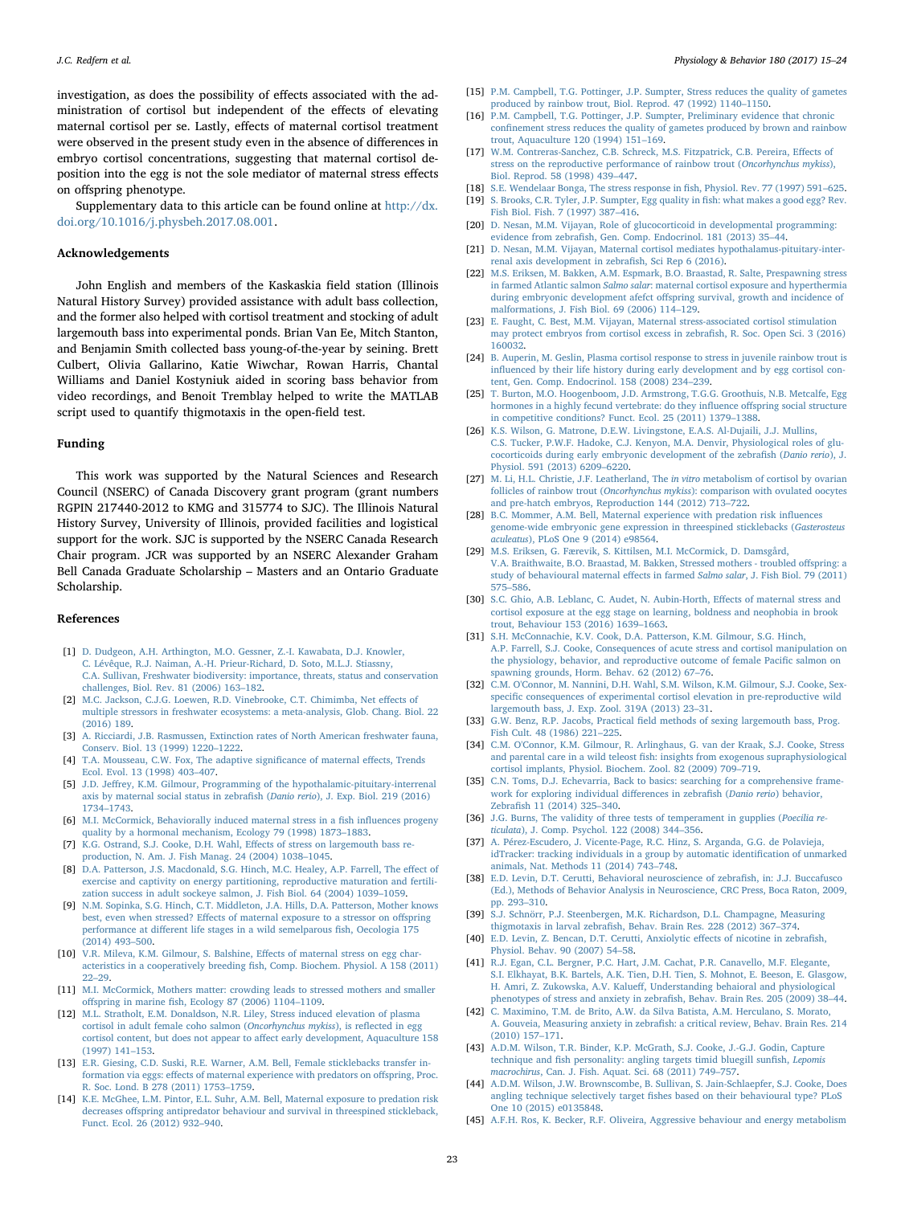investigation, as does the possibility of effects associated with the administration of cortisol but independent of the effects of elevating maternal cortisol per se. Lastly, effects of maternal cortisol treatment were observed in the present study even in the absence of differences in embryo cortisol concentrations, suggesting that maternal cortisol deposition into the egg is not the sole mediator of maternal stress effects on offspring phenotype.

Supplementary data to this article can be found online at http://dx.doi.org/10.1016/j.physbeh.2017.08.001.

## Acknowledgements

John English and members of the Kaskaskia field station (Illinois Natural History Survey) provided assistance with adult bass collection, and the former also helped with cortisol treatment and stocking of adult largemouth bass into experimental ponds. Brian Van Ee, Mitch Stanton, and Benjamin Smith collected bass young-of-the-year by seining. Brett Culbert, Olivia Gallarino, Katie Wiwchar, Rowan Harris, Chantal Williams and Daniel Kostyniuk aided in scoring bass behavior from video recordings, and Benoit Tremblay helped to write the MATLAB script used to quantify thigmotaxis in the open-field test.

## Funding

This work was supported by the Natural Sciences and Research Council (NSERC) of Canada Discovery grant program (grant numbers RGPIN 217440-2012 to KMG and 315774 to SJC). The Illinois Natural History Survey, University of Illinois, provided facilities and logistical support for the work. SJC is supported by the NSERC Canada Research Chair program. JCR was supported by an NSERC Alexander Graham Bell Canada Graduate Scholarship – Masters and an Ontario Graduate Scholarship.

## References

[1] D. Dudgeon, A.H. Arthington, M.O. Gessner, Z.-I. Kawabata, D.J. Knowler, C. Lévêque, R.J. Naiman, A.-H. Prieur-Richard, D. Soto, M.L.J. Stiassny, C.A. Sullivan, Freshwater biodiversity: importance, threats, status and conservation challenges, Biol. Rev. 81 (2006) 163–182.

[2] M.C. Jackson, C.J.G. Loewen, R.D. Vinebrooke, C.T. Chimimba, Net effects of multiple stressors in freshwater ecosystems: a meta-analysis, Glob. Chang. Biol. 22 (2016) 189.

[3] A. Ricciardi, J.B. Rasmussen, Extinction rates of North American freshwater fauna, Conserv. Biol. 13 (1999) 1220–1222.

[4] T.A. Mousseau, C.W. Fox, The adaptive significance of maternal effects, Trends Ecol. Evol. 13 (1998) 403–407.

[5] J.D. Jeffrey, K.M. Gilmour, Programming of the hypothalamic-pituitary-interrenal axis by maternal social status in zebrafish (*Danio rerio*), J. Exp. Biol. 219 (2016) 1734–1743.

[6] M.I. McCormick, Behaviorally induced maternal stress in a fish influences progeny quality by a hormonal mechanism, Ecology 79 (1998) 1873–1883.

[7] K.G. Ostrand, S.J. Cooke, D.H. Wahl, Effects of stress on largemouth bass reproduction, N. Am. J. Fish Manag. 24 (2004) 1038–1045.

[8] D.A. Patterson, J.S. Macdonald, S.G. Hinch, M.C. Healey, A.P. Farrell, The effect of exercise and captivity on energy partitioning, reproductive maturation and fertilization success in adult sockeye salmon, J. Fish Biol. 64 (2004) 1039–1059.

[9] N.M. Sopinka, S.G. Hinch, C.T. Middleton, J.A. Hills, D.A. Patterson, Mother knows best, even when stressed? Effects of maternal exposure to a stressor on offspring performance at different life stages in a wild semelparous fish, Oecologia 175 (2014) 493–500.

[10] V.R. Mileva, K.M. Gilmour, S. Balshine, Effects of maternal stress on egg characteristics in a cooperatively breeding fish, Comp. Biochem. Physiol. A 158 (2011) 22–29.

[11] M.I. McCormick, Mothers matter: crowding leads to stressed mothers and smaller offspring in marine fish, Ecology 87 (2006) 1104–1109.

[12] M.L. Stratholt, E.M. Donaldson, N.R. Liley, Stress induced elevation of plasma cortisol in adult female coho salmon (*Oncorhynchus mykiss*), is reflected in egg cortisol content, but does not appear to affect early development, Aquaculture 158 (1997) 141–153.

[13] E.R. Giesing, C.D. Suski, R.E. Warner, A.M. Bell, Female sticklebacks transfer information via eggs: effects of maternal experience with predators on offspring, Proc. R. Soc. Lond. B 278 (2011) 1753–1759.

[14] K.E. McGhee, L.M. Pintor, E.L. Suhr, A.M. Bell, Maternal exposure to predation risk decreases offspring antipredator behaviour and survival in threespined stickleback, Funct. Ecol. 26 (2012) 932–940.

[15] P.M. Campbell, T.G. Pottinger, J.P. Sumpter, Stress reduces the quality of gametes produced by rainbow trout, Biol. Reprod. 47 (1992) 1140–1150.

[16] P.M. Campbell, T.G. Pottinger, J.P. Sumpter, Preliminary evidence that chronic confinement stress reduces the quality of gametes produced by brown and rainbow trout, Aquaculture 120 (1994) 151–169.

[17] W.M. Contreras-Sanchez, C.B. Schreck, M.S. Fitzpatrick, C.B. Pereira, Effects of stress on the reproductive performance of rainbow trout (*Oncorhynchus mykiss*), Biol. Reprod. 58 (1998) 439–447.

[18] S.E. Wendelaar Bonga, The stress response in fish, Physiol. Rev. 77 (1997) 591–625.

[19] S. Brooks, C.R. Tyler, J.P. Sumpter, Egg quality in fish: what makes a good egg? Rev. Fish Biol. Fish. 7 (1997) 387–416.

[20] D. Nesan, M.M. Vijayan, Role of glucocorticoid in developmental programming: evidence from zebrafish, Gen. Comp. Endocrinol. 181 (2013) 35–44.

[21] D. Nesan, M.M. Vijayan, Maternal cortisol mediates hypothalamus-pituitary-interrenal axis development in zebrafish, Sci Rep 6 (2016).

[22] M.S. Eriksen, M. Bakken, A.M. Espmark, B.O. Braastad, R. Salte, Prespawning stress in farmed Atlantic salmon *Salmo salar*: maternal cortisol exposure and hyperthermia during embryonic development afefct offspring survival, growth and incidence of malformations, J. Fish Biol. 69 (2006) 114–129.

[23] E. Faught, C. Best, M.M. Vijayan, Maternal stress-associated cortisol stimulation may protect embryos from cortisol excess in zebrafish, R. Soc. Open Sci. 3 (2016) 160032.

[24] B. Auperin, M. Geslin, Plasma cortisol response to stress in juvenile rainbow trout is influenced by their life history during early development and by egg cortisol content, Gen. Comp. Endocrinol. 158 (2008) 234–239.

[25] T. Burton, M.O. Hoogenboom, J.D. Armstrong, T.G.G. Groothuis, N.B. Metcalfe, Egg hormones in a highly fecund vertebrate: do they influence offspring social structure in competitive conditions? Funct. Ecol. 25 (2011) 1379–1388.

[26] K.S. Wilson, G. Matrone, D.E.W. Livingstone, E.A.S. Al-Dujaili, J.J. Mullins, C.S. Tucker, P.W.F. Hadoke, C.J. Kenyon, M.A. Denvir, Physiological roles of glucocorticoids during early embryonic development of the zebrafish (*Danio rerio*), J. Physiol. 591 (2013) 6209–6220.

[27] M. Li, H.L. Christie, J.F. Leatherland, The *in vitro* metabolism of cortisol by ovarian follicles of rainbow trout (*Oncorhynchus mykiss*): comparison with ovulated oocytes and pre-hatch embryos, Reproduction 144 (2012) 713–722.

[28] B.C. Mommer, A.M. Bell, Maternal experience with predation risk influences genome-wide embryonic gene expression in threespined sticklebacks (*Gasterosteus aculeatus*), PLoS One 9 (2014) e98564.

[29] M.S. Eriksen, G. Færevik, S. Kittilsen, M.I. McCormick, D. Damsgård, V.A. Braithwaite, B.O. Braastad, M. Bakken, Stressed mothers - troubled offspring: a study of behavioural maternal effects in farmed *Salmo salar*, J. Fish Biol. 79 (2011) 575–586.

[30] S.C. Ghio, A.B. Leblanc, C. Audet, N. Aubin-Horth, Effects of maternal stress and cortisol exposure at the egg stage on learning, boldness and neophobia in brook trout, Behaviour 153 (2016) 1639–1663.

[31] S.H. McConnachie, K.V. Cook, D.A. Patterson, K.M. Gilmour, S.G. Hinch, A.P. Farrell, S.J. Cooke, Consequences of acute stress and cortisol manipulation on the physiology, behavior, and reproductive outcome of female Pacific salmon on spawning grounds, Horm. Behav. 62 (2012) 67–76.

[32] C.M. O'Connor, M. Nannini, D.H. Wahl, S.M. Wilson, K.M. Gilmour, S.J. Cooke, Sex-specific consequences of experimental cortisol elevation in pre-reproductive wild largemouth bass, J. Exp. Zool. 319A (2013) 23–31.

[33] G.W. Benz, R.P. Jacobs, Practical field methods of sexing largemouth bass, Prog. Fish Cult. 48 (1986) 221–225.

[34] C.M. O'Connor, K.M. Gilmour, R. Arlinghaus, G. van der Kraak, S.J. Cooke, Stress and parental care in a wild teleost fish: insights from exogenous supraphysiological cortisol implants, Physiol. Biochem. Zool. 82 (2009) 709–719.

[35] C.N. Toms, D.J. Echevarria, Back to basics: searching for a comprehensive framework for exploring individual differences in zebrafish (*Danio rerio*) behavior, Zebrafish 11 (2014) 325–340.

[36] J.G. Burns, The validity of three tests of temperament in guppies (*Poecilia reticulata*), J. Comp. Psychol. 122 (2008) 344–356.

[37] A. Pérez-Escudero, J. Vicente-Page, R.C. Hinz, S. Arganda, G.G. de Polavieja, idTracker: tracking individuals in a group by automatic identification of unmarked animals, Nat. Methods 11 (2014) 743–748.

[38] E.D. Levin, D.T. Cerutti, Behavioral neuroscience of zebrafish, in: J.J. Buccafusco (Ed.), Methods of Behavior Analysis in Neuroscience, CRC Press, Boca Raton, 2009, pp. 293–310.

[39] S.J. Schnörr, P.J. Steenbergen, M.K. Richardson, D.L. Champagne, Measuring thigmotaxis in larval zebrafish, Behav. Brain Res. 228 (2012) 367–374.

[40] E.D. Levin, Z. Bencan, D.T. Cerutti, Anxiolytic effects of nicotine in zebrafish, Physiol. Behav. 90 (2007) 54–58.

[41] R.J. Egan, C.L. Bergner, P.C. Hart, J.M. Cachat, P.R. Canavello, M.F. Elegante, S.I. Elkhayat, B.K. Bartels, A.K. Tien, D.H. Tien, S. Mohnot, E. Beeson, E. Glasgow, H. Amri, Z. Zukowska, A.V. Kalueff, Understanding behaioral and physiological phenotypes of stress and anxiety in zebrafish, Behav. Brain Res. 205 (2009) 38–44.

[42] C. Maximino, T.M. de Brito, A.W. da Silva Batista, A.M. Herculano, S. Morato, A. Gouveia, Measuring anxiety in zebrafish: a critical review, Behav. Brain Res. 214 (2010) 157–171.

[43] A.D.M. Wilson, T.R. Binder, K.P. McGrath, S.J. Cooke, J.-G.J. Godin, Capture technique and fish personality: angling targets timid bluegill sunfish, *Lepomis macrochirus*, Can. J. Fish. Aquat. Sci. 68 (2011) 749–757.

[44] A.D.M. Wilson, J.W. Brownscombe, B. Sullivan, S. Jain-Schlaepfer, S.J. Cooke, Does angling technique selectively target fishes based on their behavioural type? PLoS One 10 (2015) e0135848.

[45] A.F.H. Ros, K. Becker, R.F. Oliveira, Aggressive behaviour and energy metabolism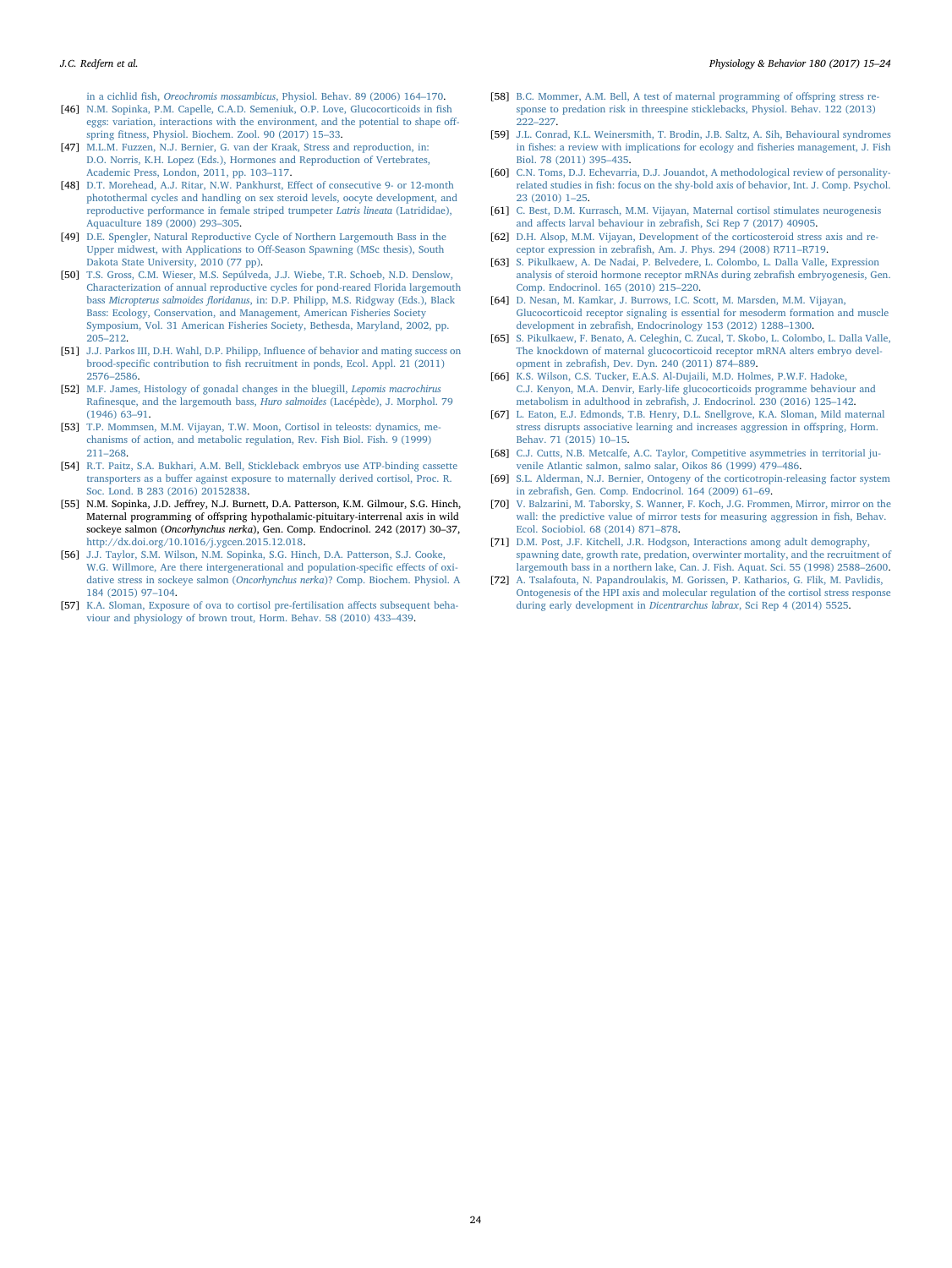in a cichlid fish, *Oreochromis mossambicus*, Physiol. Behav. 89 (2006) 164–170.

[46] N.M. Sopinka, P.M. Capelle, C.A.D. Semeniuk, O.P. Love, Glucocorticoids in fish eggs: variation, interactions with the environment, and the potential to shape offspring fitness, Physiol. Biochem. Zool. 90 (2017) 15–33.

[47] M.L.M. Fuzzen, N.J. Bernier, G. van der Kraak, Stress and reproduction, in: D.O. Norris, K.H. Lopez (Eds.), Hormones and Reproduction of Vertebrates, Academic Press, London, 2011, pp. 103–117.

[48] D.T. Morehead, A.J. Ritar, N.W. Pankhurst, Effect of consecutive 9- or 12-month photothermal cycles and handling on sex steroid levels, oocyte development, and reproductive performance in female striped trumpeter *Latris lineata* (Latrididae), Aquaculture 189 (2000) 293–305.

[49] D.E. Spengler, Natural Reproductive Cycle of Northern Largemouth Bass in the Upper midwest, with Applications to Off-Season Spawning (MSc thesis), South Dakota State University, 2010 (77 pp).

[50] T.S. Gross, C.M. Wieser, M.S. Sepúlveda, J.J. Wiebe, T.R. Schoeb, N.D. Denslow, Characterization of annual reproductive cycles for pond-reared Florida largemouth bass *Micropterus salmoides floridanus*, in: D.P. Philipp, M.S. Ridgway (Eds.), Black Bass: Ecology, Conservation, and Management, American Fisheries Society Symposium, Vol. 31 American Fisheries Society, Bethesda, Maryland, 2002, pp. 205–212.

[51] J.J. Parkos III, D.H. Wahl, D.P. Philipp, Influence of behavior and mating success on brood-specific contribution to fish recruitment in ponds, Ecol. Appl. 21 (2011) 2576–2586.

[52] M.F. James, Histology of gonadal changes in the bluegill, *Lepomis macrochirus* Rafinesque, and the largemouth bass, *Huro salmoides* (Lacépède), J. Morphol. 79 (1946) 63–91.

[53] T.P. Mommsen, M.M. Vijayan, T.W. Moon, Cortisol in teleosts: dynamics, mechanisms of action, and metabolic regulation, Rev. Fish Biol. Fish. 9 (1999) 211–268.

[54] R.T. Paitz, S.A. Bukhari, A.M. Bell, Stickleback embryos use ATP-binding cassette transporters as a buffer against exposure to maternally derived cortisol, Proc. R. Soc. Lond. B 283 (2016) 20152838.

[55] N.M. Sopinka, J.D. Jeffrey, N.J. Burnett, D.A. Patterson, K.M. Gilmour, S.G. Hinch, Maternal programming of offspring hypothalamic-pituitary-interrenal axis in wild sockeye salmon (*Oncorhynchus nerka*), Gen. Comp. Endocrinol. 242 (2017) 30–37, http://dx.doi.org/10.1016/j.ygcen.2015.12.018.

[56] J.J. Taylor, S.M. Wilson, N.M. Sopinka, S.G. Hinch, D.A. Patterson, S.J. Cooke, W.G. Willmore, Are there intergenerational and population-specific effects of oxidative stress in sockeye salmon (*Oncorhynchus nerka*)? Comp. Biochem. Physiol. A 184 (2015) 97–104.

[57] K.A. Sloman, Exposure of ova to cortisol pre-fertilisation affects subsequent behaviour and physiology of brown trout, Horm. Behav. 58 (2010) 433–439.

[58] B.C. Mommer, A.M. Bell, A test of maternal programming of offspring stress response to predation risk in threespine sticklebacks, Physiol. Behav. 122 (2013) 222–227.

[59] J.L. Conrad, K.L. Weinersmith, T. Brodin, J.B. Saltz, A. Sih, Behavioural syndromes in fishes: a review with implications for ecology and fisheries management, J. Fish Biol. 78 (2011) 395–435.

[60] C.N. Toms, D.J. Echevarria, D.J. Jouandot, A methodological review of personality-related studies in fish: focus on the shy-bold axis of behavior, Int. J. Comp. Psychol. 23 (2010) 1–25.

[61] C. Best, D.M. Kurrasch, M.M. Vijayan, Maternal cortisol stimulates neurogenesis and affects larval behaviour in zebrafish, Sci Rep 7 (2017) 40905.

[62] D.H. Alsop, M.M. Vijayan, Development of the corticosteroid stress axis and receptor expression in zebrafish, Am. J. Phys. 294 (2008) R711–R719.

[63] S. Pikulkaew, A. De Nadai, P. Belvedere, L. Colombo, L. Dalla Valle, Expression analysis of steroid hormone receptor mRNAs during zebrafish embryogenesis, Gen. Comp. Endocrinol. 165 (2010) 215–220.

[64] D. Nesan, M. Kamkar, J. Burrows, I.C. Scott, M. Marsden, M.M. Vijayan, Glucocorticoid receptor signaling is essential for mesoderm formation and muscle development in zebrafish, Endocrinology 153 (2012) 1288–1300.

[65] S. Pikulkaew, F. Benato, A. Celeghin, C. Zucal, T. Skobo, L. Colombo, L. Dalla Valle, The knockdown of maternal glucocorticoid receptor mRNA alters embryo development in zebrafish, Dev. Dyn. 240 (2011) 874–889.

[66] K.S. Wilson, C.S. Tucker, E.A.S. Al-Dujaili, M.D. Holmes, P.W.F. Hadoke, C.J. Kenyon, M.A. Denvir, Early-life glucocorticoids programme behaviour and metabolism in adulthood in zebrafish, J. Endocrinol. 230 (2016) 125–142.

[67] L. Eaton, E.J. Edmonds, T.B. Henry, D.L. Snellgrove, K.A. Sloman, Mild maternal stress disrupts associative learning and increases aggression in offspring, Horm. Behav. 71 (2015) 10–15.

[68] C.J. Cutts, N.B. Metcalfe, A.C. Taylor, Competitive asymmetries in territorial juvenile Atlantic salmon, salmo salar, Oikos 86 (1999) 479–486.

[69] S.L. Alderman, N.J. Bernier, Ontogeny of the corticotropin-releasing factor system in zebrafish, Gen. Comp. Endocrinol. 164 (2009) 61–69.

[70] V. Balzarini, M. Taborsky, S. Wanner, F. Koch, J.G. Frommen, Mirror, mirror on the wall: the predictive value of mirror tests for measuring aggression in fish, Behav. Ecol. Sociobiol. 68 (2014) 871–878.

[71] D.M. Post, J.F. Kitchell, J.R. Hodgson, Interactions among adult demography, spawning date, growth rate, predation, overwinter mortality, and the recruitment of largemouth bass in a northern lake, Can. J. Fish. Aquat. Sci. 55 (1998) 2588–2600.

[72] A. Tsalafouta, N. Papandroulakis, M. Gorissen, P. Katharios, G. Flik, M. Pavlidis, Ontogenesis of the HPI axis and molecular regulation of the cortisol stress response during early development in *Dicentrarchus labrax*, Sci Rep 4 (2014) 5525.